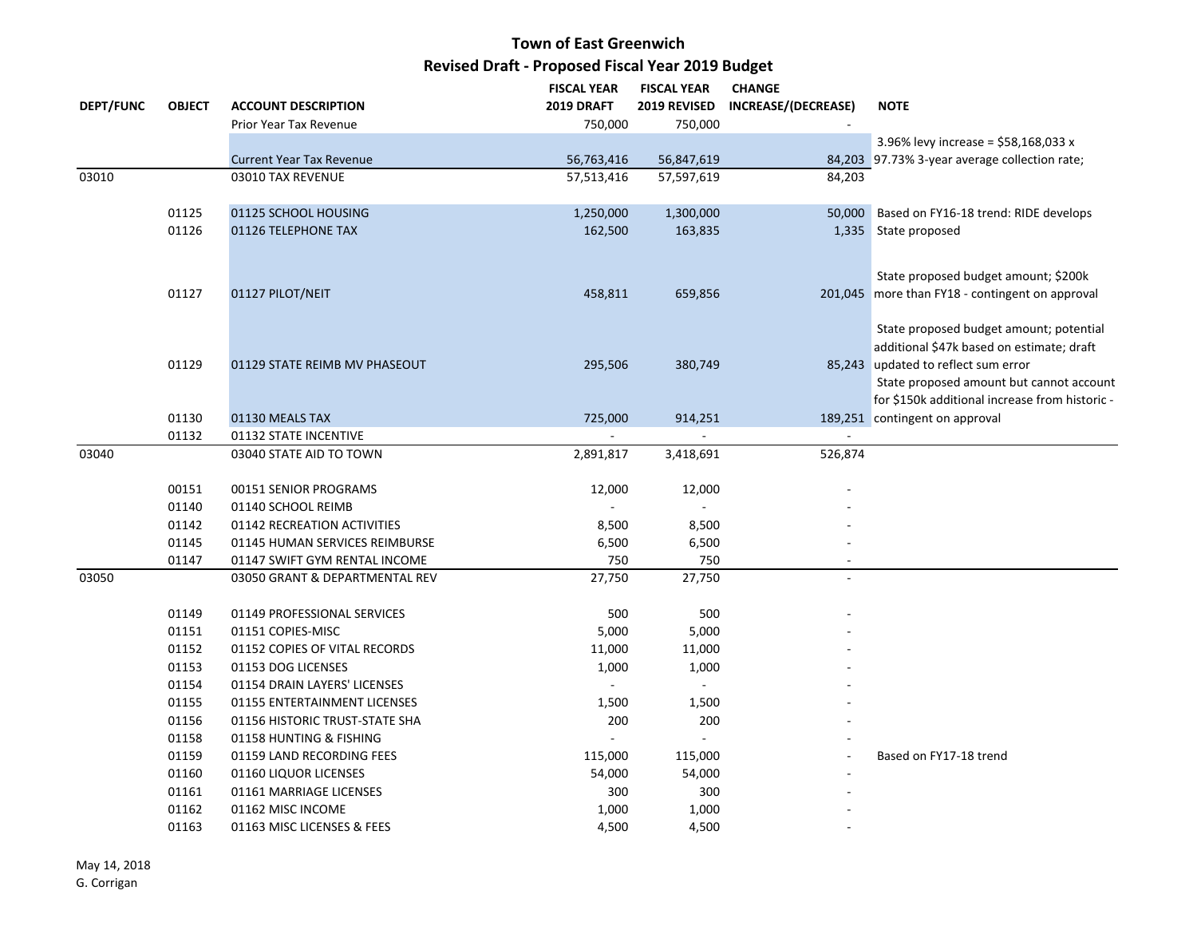# Town of East Greenwich

## Revised Draft - Proposed Fiscal Year 2019 Budget

| DEPT/FUNC | OBJECT | ACCOUNT DESCRIPTION | FISCAL YEAR 2019 DRAFT | FISCAL YEAR 2019 REVISED | CHANGE INCREASE/(DECREASE) | NOTE |
|---|---|---|---|---|---|---|
| | | Prior Year Tax Revenue | 750,000 | 750,000 | - | |
| | | Current Year Tax Revenue | 56,763,416 | 56,847,619 | 84,203 | 3.96% levy increase = $58,168,033 x 97.73% 3-year average collection rate; |
| 03010 | | 03010 TAX REVENUE | 57,513,416 | 57,597,619 | 84,203 | |
| | 01125 | 01125 SCHOOL HOUSING | 1,250,000 | 1,300,000 | 50,000 | Based on FY16-18 trend: RIDE develops |
| | 01126 | 01126 TELEPHONE TAX | 162,500 | 163,835 | 1,335 | State proposed |
| | 01127 | 01127 PILOT/NEIT | 458,811 | 659,856 | 201,045 | State proposed budget amount; $200k more than FY18 - contingent on approval |
| | 01129 | 01129 STATE REIMB MV PHASEOUT | 295,506 | 380,749 | 85,243 | State proposed budget amount; potential additional $47k based on estimate; draft updated to reflect sum error |
| | 01130 | 01130 MEALS TAX | 725,000 | 914,251 | 189,251 | State proposed amount but cannot account for $150k additional increase from historic - contingent on approval |
| | 01132 | 01132 STATE INCENTIVE | - | - | - | |
| 03040 | | 03040 STATE AID TO TOWN | 2,891,817 | 3,418,691 | 526,874 | |
| | 00151 | 00151 SENIOR PROGRAMS | 12,000 | 12,000 | - | |
| | 01140 | 01140 SCHOOL REIMB | - | - | - | |
| | 01142 | 01142 RECREATION ACTIVITIES | 8,500 | 8,500 | - | |
| | 01145 | 01145 HUMAN SERVICES REIMBURSE | 6,500 | 6,500 | - | |
| | 01147 | 01147 SWIFT GYM RENTAL INCOME | 750 | 750 | - | |
| 03050 | | 03050 GRANT & DEPARTMENTAL REV | 27,750 | 27,750 | - | |
| | 01149 | 01149 PROFESSIONAL SERVICES | 500 | 500 | - | |
| | 01151 | 01151 COPIES-MISC | 5,000 | 5,000 | - | |
| | 01152 | 01152 COPIES OF VITAL RECORDS | 11,000 | 11,000 | - | |
| | 01153 | 01153 DOG LICENSES | 1,000 | 1,000 | - | |
| | 01154 | 01154 DRAIN LAYERS' LICENSES | - | - | - | |
| | 01155 | 01155 ENTERTAINMENT LICENSES | 1,500 | 1,500 | - | |
| | 01156 | 01156 HISTORIC TRUST-STATE SHA | 200 | 200 | - | |
| | 01158 | 01158 HUNTING & FISHING | - | - | - | |
| | 01159 | 01159 LAND RECORDING FEES | 115,000 | 115,000 | - | Based on FY17-18 trend |
| | 01160 | 01160 LIQUOR LICENSES | 54,000 | 54,000 | - | |
| | 01161 | 01161 MARRIAGE LICENSES | 300 | 300 | - | |
| | 01162 | 01162 MISC INCOME | 1,000 | 1,000 | - | |
| | 01163 | 01163 MISC LICENSES & FEES | 4,500 | 4,500 | - | |

May 14, 2018
G. Corrigan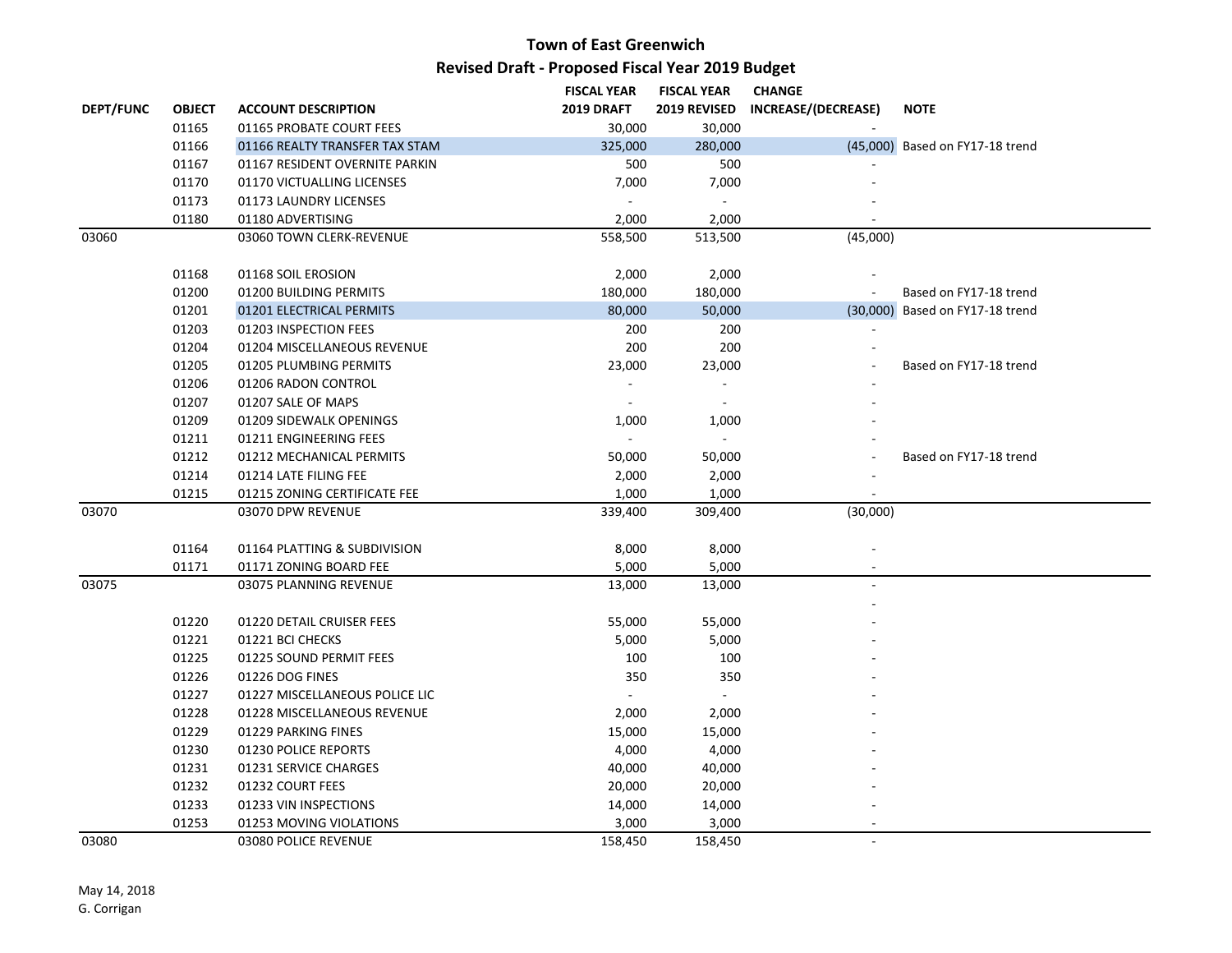# Town of East Greenwich

## Revised Draft - Proposed Fiscal Year 2019 Budget

| DEPT/FUNC | OBJECT | ACCOUNT DESCRIPTION | FISCAL YEAR 2019 DRAFT | FISCAL YEAR 2019 REVISED | CHANGE INCREASE/(DECREASE) | NOTE |
|---|---|---|---|---|---|---|
| | 01165 | 01165 PROBATE COURT FEES | 30,000 | 30,000 | - | |
| | 01166 | 01166 REALTY TRANSFER TAX STAM | 325,000 | 280,000 | (45,000) | Based on FY17-18 trend |
| | 01167 | 01167 RESIDENT OVERNITE PARKIN | 500 | 500 | - | |
| | 01170 | 01170 VICTUALLING LICENSES | 7,000 | 7,000 | - | |
| | 01173 | 01173 LAUNDRY LICENSES | - | - | - | |
| | 01180 | 01180 ADVERTISING | 2,000 | 2,000 | - | |
| 03060 | | 03060 TOWN CLERK-REVENUE | 558,500 | 513,500 | (45,000) | |
| | | | | | | |
| | 01168 | 01168 SOIL EROSION | 2,000 | 2,000 | - | |
| | 01200 | 01200 BUILDING PERMITS | 180,000 | 180,000 | - | Based on FY17-18 trend |
| | 01201 | 01201 ELECTRICAL PERMITS | 80,000 | 50,000 | (30,000) | Based on FY17-18 trend |
| | 01203 | 01203 INSPECTION FEES | 200 | 200 | - | |
| | 01204 | 01204 MISCELLANEOUS REVENUE | 200 | 200 | - | |
| | 01205 | 01205 PLUMBING PERMITS | 23,000 | 23,000 | - | Based on FY17-18 trend |
| | 01206 | 01206 RADON CONTROL | - | - | - | |
| | 01207 | 01207 SALE OF MAPS | - | - | - | |
| | 01209 | 01209 SIDEWALK OPENINGS | 1,000 | 1,000 | - | |
| | 01211 | 01211 ENGINEERING FEES | - | - | - | |
| | 01212 | 01212 MECHANICAL PERMITS | 50,000 | 50,000 | - | Based on FY17-18 trend |
| | 01214 | 01214 LATE FILING FEE | 2,000 | 2,000 | - | |
| | 01215 | 01215 ZONING CERTIFICATE FEE | 1,000 | 1,000 | - | |
| 03070 | | 03070 DPW REVENUE | 339,400 | 309,400 | (30,000) | |
| | | | | | | |
| | 01164 | 01164 PLATTING & SUBDIVISION | 8,000 | 8,000 | - | |
| | 01171 | 01171 ZONING BOARD FEE | 5,000 | 5,000 | - | |
| 03075 | | 03075 PLANNING REVENUE | 13,000 | 13,000 | - | |
| | | | | | - | |
| | 01220 | 01220 DETAIL CRUISER FEES | 55,000 | 55,000 | - | |
| | 01221 | 01221 BCI CHECKS | 5,000 | 5,000 | - | |
| | 01225 | 01225 SOUND PERMIT FEES | 100 | 100 | - | |
| | 01226 | 01226 DOG FINES | 350 | 350 | - | |
| | 01227 | 01227 MISCELLANEOUS POLICE LIC | - | - | - | |
| | 01228 | 01228 MISCELLANEOUS REVENUE | 2,000 | 2,000 | - | |
| | 01229 | 01229 PARKING FINES | 15,000 | 15,000 | - | |
| | 01230 | 01230 POLICE REPORTS | 4,000 | 4,000 | - | |
| | 01231 | 01231 SERVICE CHARGES | 40,000 | 40,000 | - | |
| | 01232 | 01232 COURT FEES | 20,000 | 20,000 | - | |
| | 01233 | 01233 VIN INSPECTIONS | 14,000 | 14,000 | - | |
| | 01253 | 01253 MOVING VIOLATIONS | 3,000 | 3,000 | - | |
| 03080 | | 03080 POLICE REVENUE | 158,450 | 158,450 | - | |

May 14, 2018
G. Corrigan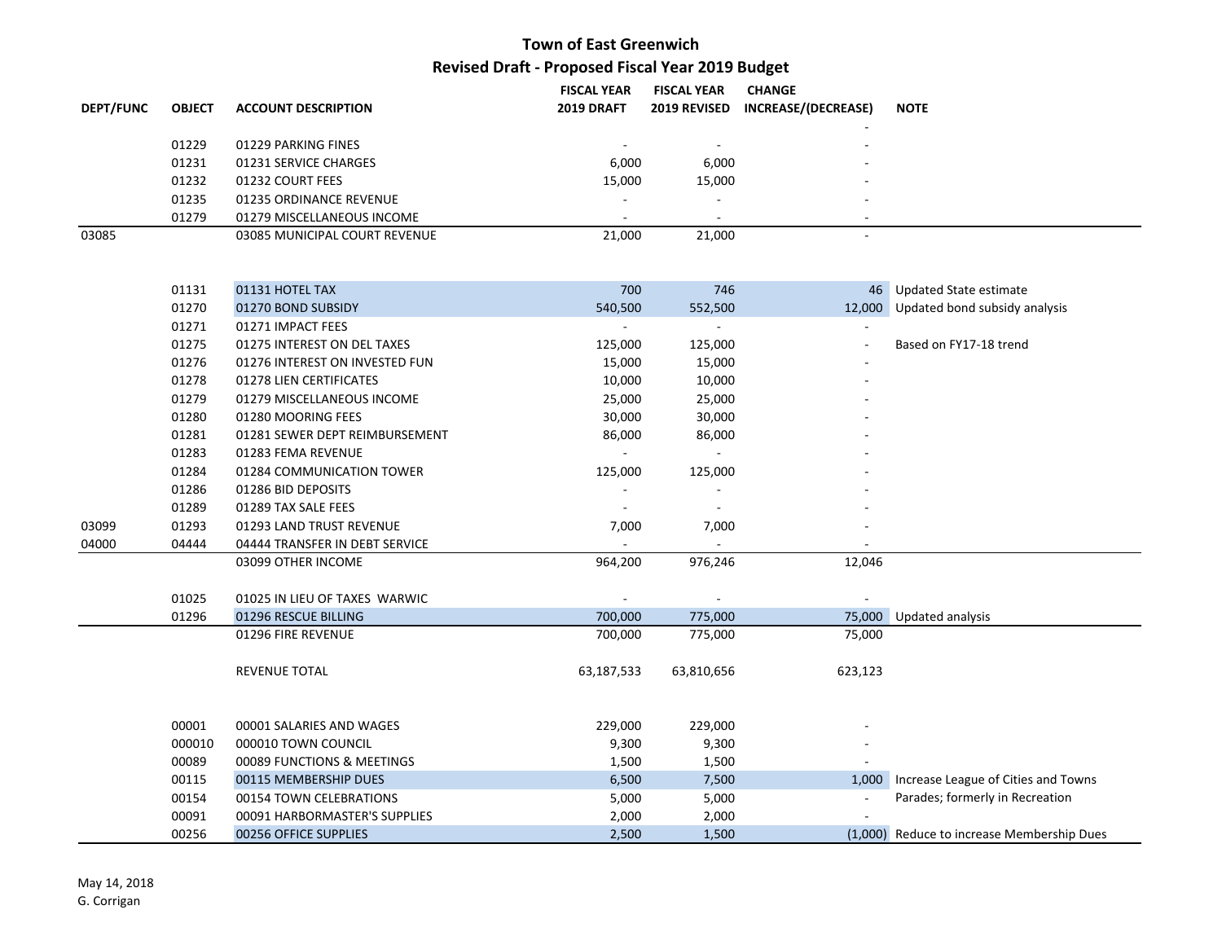# Town of East Greenwich

## Revised Draft - Proposed Fiscal Year 2019 Budget

| DEPT/FUNC | OBJECT | ACCOUNT DESCRIPTION | FISCAL YEAR 2019 DRAFT | FISCAL YEAR 2019 REVISED | CHANGE INCREASE/(DECREASE) | NOTE |
|---|---|---|---|---|---|---|
| | | | | | - | |
| | 01229 | 01229 PARKING FINES | - | - | - | |
| | 01231 | 01231 SERVICE CHARGES | 6,000 | 6,000 | - | |
| | 01232 | 01232 COURT FEES | 15,000 | 15,000 | - | |
| | 01235 | 01235 ORDINANCE REVENUE | - | - | - | |
| | 01279 | 01279 MISCELLANEOUS INCOME | - | - | - | |
| 03085 | | 03085 MUNICIPAL COURT REVENUE | 21,000 | 21,000 | - | |
| | | | | | | |
| | 01131 | 01131 HOTEL TAX | 700 | 746 | 46 | Updated State estimate |
| | 01270 | 01270 BOND SUBSIDY | 540,500 | 552,500 | 12,000 | Updated bond subsidy analysis |
| | 01271 | 01271 IMPACT FEES | - | - | - | |
| | 01275 | 01275 INTEREST ON DEL TAXES | 125,000 | 125,000 | - | Based on FY17-18 trend |
| | 01276 | 01276 INTEREST ON INVESTED FUN | 15,000 | 15,000 | - | |
| | 01278 | 01278 LIEN CERTIFICATES | 10,000 | 10,000 | - | |
| | 01279 | 01279 MISCELLANEOUS INCOME | 25,000 | 25,000 | - | |
| | 01280 | 01280 MOORING FEES | 30,000 | 30,000 | - | |
| | 01281 | 01281 SEWER DEPT REIMBURSEMENT | 86,000 | 86,000 | - | |
| | 01283 | 01283 FEMA REVENUE | - | - | - | |
| | 01284 | 01284 COMMUNICATION TOWER | 125,000 | 125,000 | - | |
| | 01286 | 01286 BID DEPOSITS | - | - | - | |
| | 01289 | 01289 TAX SALE FEES | - | - | - | |
| 03099 | 01293 | 01293 LAND TRUST REVENUE | 7,000 | 7,000 | - | |
| 04000 | 04444 | 04444 TRANSFER IN DEBT SERVICE | - | - | - | |
| | | 03099 OTHER INCOME | 964,200 | 976,246 | 12,046 | |
| | | | | | | |
| | 01025 | 01025 IN LIEU OF TAXES WARWIC | - | - | - | |
| | 01296 | 01296 RESCUE BILLING | 700,000 | 775,000 | 75,000 | Updated analysis |
| | | 01296 FIRE REVENUE | 700,000 | 775,000 | 75,000 | |
| | | | | | | |
| | | REVENUE TOTAL | 63,187,533 | 63,810,656 | 623,123 | |
| | | | | | | |
| | 00001 | 00001 SALARIES AND WAGES | 229,000 | 229,000 | - | |
| | 000010 | 000010 TOWN COUNCIL | 9,300 | 9,300 | - | |
| | 00089 | 00089 FUNCTIONS & MEETINGS | 1,500 | 1,500 | - | |
| | 00115 | 00115 MEMBERSHIP DUES | 6,500 | 7,500 | 1,000 | Increase League of Cities and Towns |
| | 00154 | 00154 TOWN CELEBRATIONS | 5,000 | 5,000 | - | Parades; formerly in Recreation |
| | 00091 | 00091 HARBORMASTER'S SUPPLIES | 2,000 | 2,000 | - | |
| | 00256 | 00256 OFFICE SUPPLIES | 2,500 | 1,500 | (1,000) | Reduce to increase Membership Dues |

May 14, 2018
G. Corrigan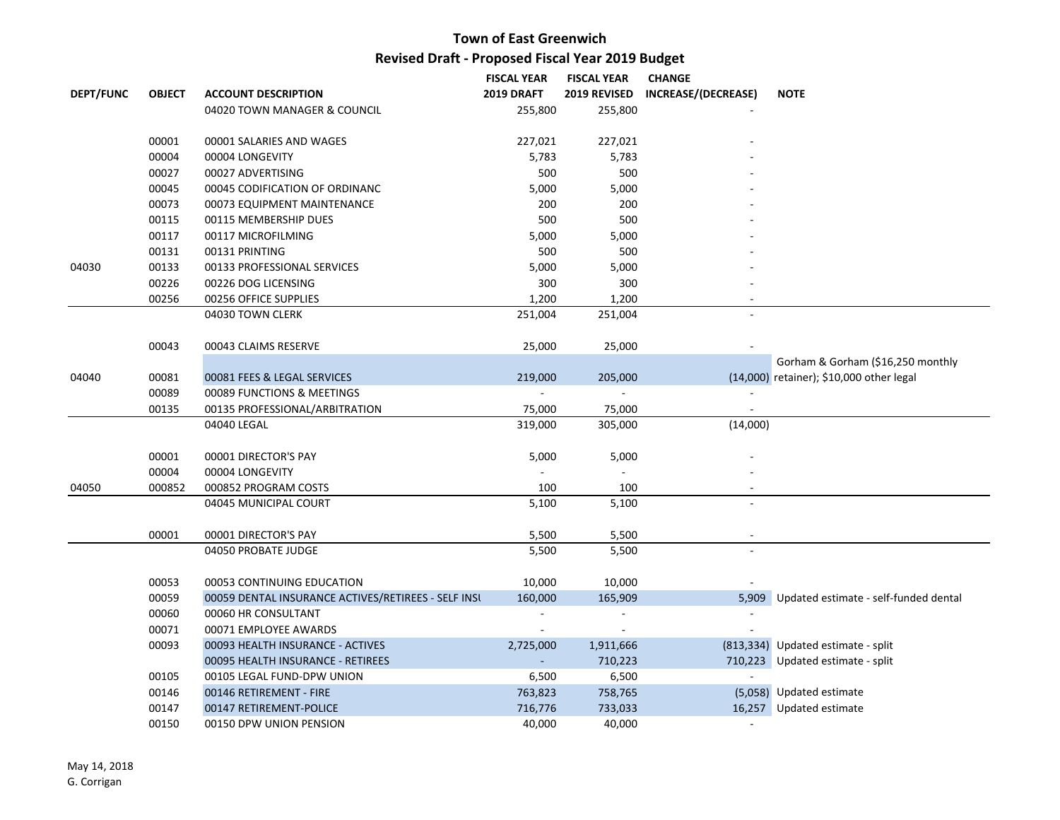# Town of East Greenwich

## Revised Draft - Proposed Fiscal Year 2019 Budget

| DEPT/FUNC | OBJECT | ACCOUNT DESCRIPTION | FISCAL YEAR 2019 DRAFT | FISCAL YEAR 2019 REVISED | CHANGE INCREASE/(DECREASE) | NOTE |
|---|---|---|---|---|---|---|
| | | 04020 TOWN MANAGER & COUNCIL | 255,800 | 255,800 | - | |
| | 00001 | 00001 SALARIES AND WAGES | 227,021 | 227,021 | - | |
| | 00004 | 00004 LONGEVITY | 5,783 | 5,783 | - | |
| | 00027 | 00027 ADVERTISING | 500 | 500 | - | |
| | 00045 | 00045 CODIFICATION OF ORDINANC | 5,000 | 5,000 | - | |
| | 00073 | 00073 EQUIPMENT MAINTENANCE | 200 | 200 | - | |
| | 00115 | 00115 MEMBERSHIP DUES | 500 | 500 | - | |
| | 00117 | 00117 MICROFILMING | 5,000 | 5,000 | - | |
| | 00131 | 00131 PRINTING | 500 | 500 | - | |
| 04030 | 00133 | 00133 PROFESSIONAL SERVICES | 5,000 | 5,000 | - | |
| | 00226 | 00226 DOG LICENSING | 300 | 300 | - | |
| | 00256 | 00256 OFFICE SUPPLIES | 1,200 | 1,200 | - | |
| | | 04030 TOWN CLERK | 251,004 | 251,004 | - | |
| | 00043 | 00043 CLAIMS RESERVE | 25,000 | 25,000 | - | |
| 04040 | 00081 | 00081 FEES & LEGAL SERVICES | 219,000 | 205,000 | (14,000) | Gorham & Gorham ($16,250 monthly retainer); $10,000 other legal |
| | 00089 | 00089 FUNCTIONS & MEETINGS | - | - | - | |
| | 00135 | 00135 PROFESSIONAL/ARBITRATION | 75,000 | 75,000 | - | |
| | | 04040 LEGAL | 319,000 | 305,000 | (14,000) | |
| | 00001 | 00001 DIRECTOR'S PAY | 5,000 | 5,000 | - | |
| | 00004 | 00004 LONGEVITY | - | - | - | |
| 04050 | 000852 | 000852 PROGRAM COSTS | 100 | 100 | - | |
| | | 04045 MUNICIPAL COURT | 5,100 | 5,100 | - | |
| | 00001 | 00001 DIRECTOR'S PAY | 5,500 | 5,500 | - | |
| | | 04050 PROBATE JUDGE | 5,500 | 5,500 | - | |
| | 00053 | 00053 CONTINUING EDUCATION | 10,000 | 10,000 | - | |
| | 00059 | 00059 DENTAL INSURANCE ACTIVES/RETIREES - SELF INSU | 160,000 | 165,909 | 5,909 | Updated estimate - self-funded dental |
| | 00060 | 00060 HR CONSULTANT | - | - | - | |
| | 00071 | 00071 EMPLOYEE AWARDS | - | - | - | |
| | 00093 | 00093 HEALTH INSURANCE - ACTIVES | 2,725,000 | 1,911,666 | (813,334) | Updated estimate - split |
| | | 00095 HEALTH INSURANCE - RETIREES | - | 710,223 | 710,223 | Updated estimate - split |
| | 00105 | 00105 LEGAL FUND-DPW UNION | 6,500 | 6,500 | - | |
| | 00146 | 00146 RETIREMENT - FIRE | 763,823 | 758,765 | (5,058) | Updated estimate |
| | 00147 | 00147 RETIREMENT-POLICE | 716,776 | 733,033 | 16,257 | Updated estimate |
| | 00150 | 00150 DPW UNION PENSION | 40,000 | 40,000 | - | |

May 14, 2018
G. Corrigan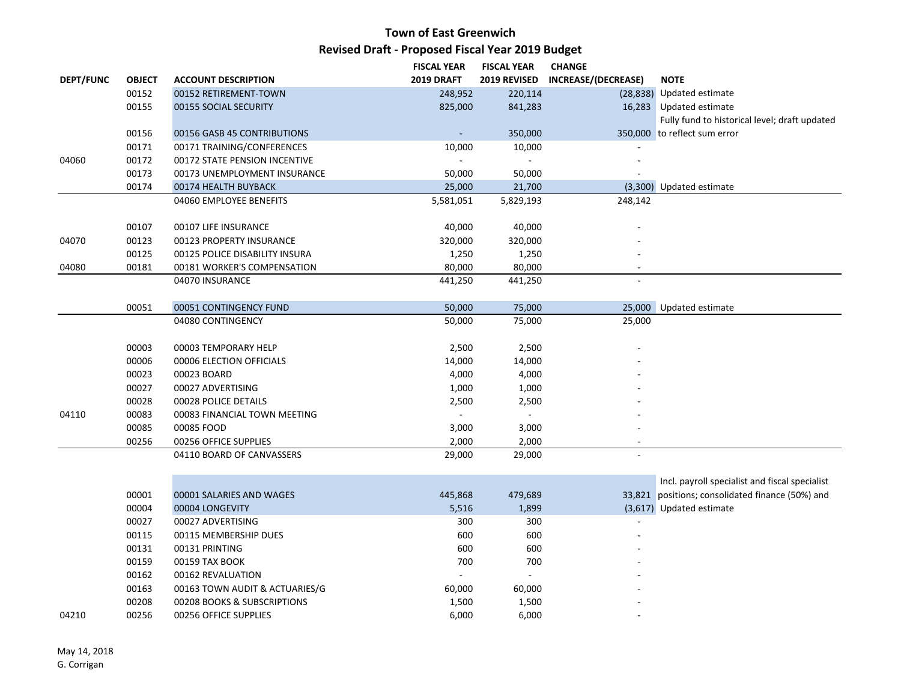# Town of East Greenwich

## Revised Draft - Proposed Fiscal Year 2019 Budget

| DEPT/FUNC | OBJECT | ACCOUNT DESCRIPTION | FISCAL YEAR 2019 DRAFT | FISCAL YEAR 2019 REVISED | CHANGE INCREASE/(DECREASE) | NOTE |
|---|---|---|---|---|---|---|
| | 00152 | 00152 RETIREMENT-TOWN | 248,952 | 220,114 | (28,838) | Updated estimate |
| | 00155 | 00155 SOCIAL SECURITY | 825,000 | 841,283 | 16,283 | Updated estimate |
| | 00156 | 00156 GASB 45 CONTRIBUTIONS | - | 350,000 | 350,000 | Fully fund to historical level; draft updated to reflect sum error |
| | 00171 | 00171 TRAINING/CONFERENCES | 10,000 | 10,000 | - | |
| 04060 | 00172 | 00172 STATE PENSION INCENTIVE | - | - | - | |
| | 00173 | 00173 UNEMPLOYMENT INSURANCE | 50,000 | 50,000 | - | |
| | 00174 | 00174 HEALTH BUYBACK | 25,000 | 21,700 | (3,300) | Updated estimate |
| | | 04060 EMPLOYEE BENEFITS | 5,581,051 | 5,829,193 | 248,142 | |
| | 00107 | 00107 LIFE INSURANCE | 40,000 | 40,000 | - | |
| 04070 | 00123 | 00123 PROPERTY INSURANCE | 320,000 | 320,000 | - | |
| | 00125 | 00125 POLICE DISABILITY INSURA | 1,250 | 1,250 | - | |
| 04080 | 00181 | 00181 WORKER'S COMPENSATION | 80,000 | 80,000 | - | |
| | | 04070 INSURANCE | 441,250 | 441,250 | - | |
| | 00051 | 00051 CONTINGENCY FUND | 50,000 | 75,000 | 25,000 | Updated estimate |
| | | 04080 CONTINGENCY | 50,000 | 75,000 | 25,000 | |
| | 00003 | 00003 TEMPORARY HELP | 2,500 | 2,500 | - | |
| | 00006 | 00006 ELECTION OFFICIALS | 14,000 | 14,000 | - | |
| | 00023 | 00023 BOARD | 4,000 | 4,000 | - | |
| | 00027 | 00027 ADVERTISING | 1,000 | 1,000 | - | |
| | 00028 | 00028 POLICE DETAILS | 2,500 | 2,500 | - | |
| 04110 | 00083 | 00083 FINANCIAL TOWN MEETING | - | - | - | |
| | 00085 | 00085 FOOD | 3,000 | 3,000 | - | |
| | 00256 | 00256 OFFICE SUPPLIES | 2,000 | 2,000 | - | |
| | | 04110 BOARD OF CANVASSERS | 29,000 | 29,000 | - | |
| | 00001 | 00001 SALARIES AND WAGES | 445,868 | 479,689 | 33,821 | Incl. payroll specialist and fiscal specialist positions; consolidated finance (50%) and |
| | 00004 | 00004 LONGEVITY | 5,516 | 1,899 | (3,617) | Updated estimate |
| | 00027 | 00027 ADVERTISING | 300 | 300 | - | |
| | 00115 | 00115 MEMBERSHIP DUES | 600 | 600 | - | |
| | 00131 | 00131 PRINTING | 600 | 600 | - | |
| | 00159 | 00159 TAX BOOK | 700 | 700 | - | |
| | 00162 | 00162 REVALUATION | - | - | - | |
| | 00163 | 00163 TOWN AUDIT & ACTUARIES/G | 60,000 | 60,000 | - | |
| | 00208 | 00208 BOOKS & SUBSCRIPTIONS | 1,500 | 1,500 | - | |
| 04210 | 00256 | 00256 OFFICE SUPPLIES | 6,000 | 6,000 | - | |

May 14, 2018
G. Corrigan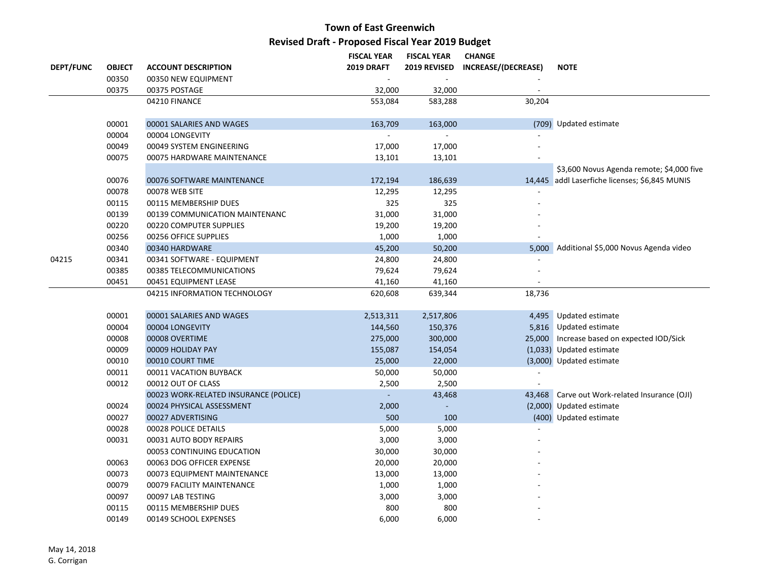# Town of East Greenwich

## Revised Draft - Proposed Fiscal Year 2019 Budget

| DEPT/FUNC | OBJECT | ACCOUNT DESCRIPTION | FISCAL YEAR 2019 DRAFT | FISCAL YEAR 2019 REVISED | CHANGE INCREASE/(DECREASE) | NOTE |
|---|---|---|---|---|---|---|
| | 00350 | 00350 NEW EQUIPMENT | - | - | - | |
| | 00375 | 00375 POSTAGE | 32,000 | 32,000 | - | |
| | | 04210 FINANCE | 553,084 | 583,288 | 30,204 | |
| | 00001 | 00001 SALARIES AND WAGES | 163,709 | 163,000 | (709) | Updated estimate |
| | 00004 | 00004 LONGEVITY | - | - | - | |
| | 00049 | 00049 SYSTEM ENGINEERING | 17,000 | 17,000 | - | |
| | 00075 | 00075 HARDWARE MAINTENANCE | 13,101 | 13,101 | - | |
| | 00076 | 00076 SOFTWARE MAINTENANCE | 172,194 | 186,639 | 14,445 | $3,600 Novus Agenda remote; $4,000 five addl Laserfiche licenses; $6,845 MUNIS |
| | 00078 | 00078 WEB SITE | 12,295 | 12,295 | - | |
| | 00115 | 00115 MEMBERSHIP DUES | 325 | 325 | - | |
| | 00139 | 00139 COMMUNICATION MAINTENANC | 31,000 | 31,000 | - | |
| | 00220 | 00220 COMPUTER SUPPLIES | 19,200 | 19,200 | - | |
| | 00256 | 00256 OFFICE SUPPLIES | 1,000 | 1,000 | - | |
| | 00340 | 00340 HARDWARE | 45,200 | 50,200 | 5,000 | Additional $5,000 Novus Agenda video |
| 04215 | 00341 | 00341 SOFTWARE - EQUIPMENT | 24,800 | 24,800 | - | |
| | 00385 | 00385 TELECOMMUNICATIONS | 79,624 | 79,624 | - | |
| | 00451 | 00451 EQUIPMENT LEASE | 41,160 | 41,160 | - | |
| | | 04215 INFORMATION TECHNOLOGY | 620,608 | 639,344 | 18,736 | |
| | 00001 | 00001 SALARIES AND WAGES | 2,513,311 | 2,517,806 | 4,495 | Updated estimate |
| | 00004 | 00004 LONGEVITY | 144,560 | 150,376 | 5,816 | Updated estimate |
| | 00008 | 00008 OVERTIME | 275,000 | 300,000 | 25,000 | Increase based on expected IOD/Sick |
| | 00009 | 00009 HOLIDAY PAY | 155,087 | 154,054 | (1,033) | Updated estimate |
| | 00010 | 00010 COURT TIME | 25,000 | 22,000 | (3,000) | Updated estimate |
| | 00011 | 00011 VACATION BUYBACK | 50,000 | 50,000 | - | |
| | 00012 | 00012 OUT OF CLASS | 2,500 | 2,500 | - | |
| | | 00023 WORK-RELATED INSURANCE (POLICE) | - | 43,468 | 43,468 | Carve out Work-related Insurance (OJI) |
| | 00024 | 00024 PHYSICAL ASSESSMENT | 2,000 | - | (2,000) | Updated estimate |
| | 00027 | 00027 ADVERTISING | 500 | 100 | (400) | Updated estimate |
| | 00028 | 00028 POLICE DETAILS | 5,000 | 5,000 | - | |
| | 00031 | 00031 AUTO BODY REPAIRS | 3,000 | 3,000 | - | |
| | | 00053 CONTINUING EDUCATION | 30,000 | 30,000 | - | |
| | 00063 | 00063 DOG OFFICER EXPENSE | 20,000 | 20,000 | - | |
| | 00073 | 00073 EQUIPMENT MAINTENANCE | 13,000 | 13,000 | - | |
| | 00079 | 00079 FACILITY MAINTENANCE | 1,000 | 1,000 | - | |
| | 00097 | 00097 LAB TESTING | 3,000 | 3,000 | - | |
| | 00115 | 00115 MEMBERSHIP DUES | 800 | 800 | - | |
| | 00149 | 00149 SCHOOL EXPENSES | 6,000 | 6,000 | - | |

May 14, 2018
G. Corrigan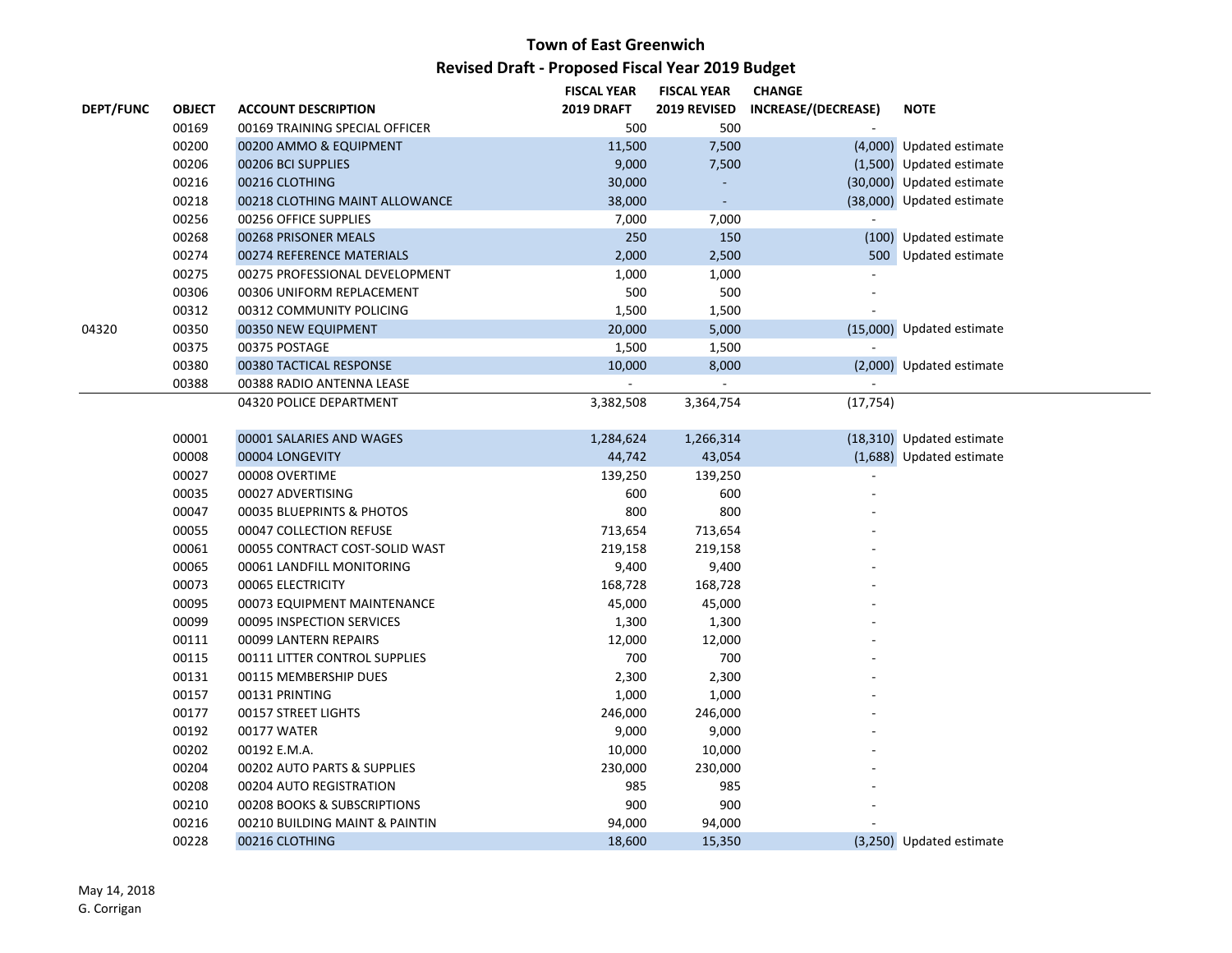# Town of East Greenwich

## Revised Draft - Proposed Fiscal Year 2019 Budget

| DEPT/FUNC | OBJECT | ACCOUNT DESCRIPTION | FISCAL YEAR 2019 DRAFT | FISCAL YEAR 2019 REVISED | CHANGE INCREASE/(DECREASE) | NOTE |
|---|---|---|---|---|---|---|
| | 00169 | 00169 TRAINING SPECIAL OFFICER | 500 | 500 | - | |
| | 00200 | 00200 AMMO & EQUIPMENT | 11,500 | 7,500 | (4,000) | Updated estimate |
| | 00206 | 00206 BCI SUPPLIES | 9,000 | 7,500 | (1,500) | Updated estimate |
| | 00216 | 00216 CLOTHING | 30,000 | - | (30,000) | Updated estimate |
| | 00218 | 00218 CLOTHING MAINT ALLOWANCE | 38,000 | - | (38,000) | Updated estimate |
| | 00256 | 00256 OFFICE SUPPLIES | 7,000 | 7,000 | - | |
| | 00268 | 00268 PRISONER MEALS | 250 | 150 | (100) | Updated estimate |
| | 00274 | 00274 REFERENCE MATERIALS | 2,000 | 2,500 | 500 | Updated estimate |
| | 00275 | 00275 PROFESSIONAL DEVELOPMENT | 1,000 | 1,000 | - | |
| | 00306 | 00306 UNIFORM REPLACEMENT | 500 | 500 | - | |
| | 00312 | 00312 COMMUNITY POLICING | 1,500 | 1,500 | - | |
| 04320 | 00350 | 00350 NEW EQUIPMENT | 20,000 | 5,000 | (15,000) | Updated estimate |
| | 00375 | 00375 POSTAGE | 1,500 | 1,500 | - | |
| | 00380 | 00380 TACTICAL RESPONSE | 10,000 | 8,000 | (2,000) | Updated estimate |
| | 00388 | 00388 RADIO ANTENNA LEASE | - | - | - | |
| | | 04320 POLICE DEPARTMENT | 3,382,508 | 3,364,754 | (17,754) | |
| | 00001 | 00001 SALARIES AND WAGES | 1,284,624 | 1,266,314 | (18,310) | Updated estimate |
| | 00008 | 00004 LONGEVITY | 44,742 | 43,054 | (1,688) | Updated estimate |
| | 00027 | 00008 OVERTIME | 139,250 | 139,250 | - | |
| | 00035 | 00027 ADVERTISING | 600 | 600 | - | |
| | 00047 | 00035 BLUEPRINTS & PHOTOS | 800 | 800 | - | |
| | 00055 | 00047 COLLECTION REFUSE | 713,654 | 713,654 | - | |
| | 00061 | 00055 CONTRACT COST-SOLID WAST | 219,158 | 219,158 | - | |
| | 00065 | 00061 LANDFILL MONITORING | 9,400 | 9,400 | - | |
| | 00073 | 00065 ELECTRICITY | 168,728 | 168,728 | - | |
| | 00095 | 00073 EQUIPMENT MAINTENANCE | 45,000 | 45,000 | - | |
| | 00099 | 00095 INSPECTION SERVICES | 1,300 | 1,300 | - | |
| | 00111 | 00099 LANTERN REPAIRS | 12,000 | 12,000 | - | |
| | 00115 | 00111 LITTER CONTROL SUPPLIES | 700 | 700 | - | |
| | 00131 | 00115 MEMBERSHIP DUES | 2,300 | 2,300 | - | |
| | 00157 | 00131 PRINTING | 1,000 | 1,000 | - | |
| | 00177 | 00157 STREET LIGHTS | 246,000 | 246,000 | - | |
| | 00192 | 00177 WATER | 9,000 | 9,000 | - | |
| | 00202 | 00192 E.M.A. | 10,000 | 10,000 | - | |
| | 00204 | 00202 AUTO PARTS & SUPPLIES | 230,000 | 230,000 | - | |
| | 00208 | 00204 AUTO REGISTRATION | 985 | 985 | - | |
| | 00210 | 00208 BOOKS & SUBSCRIPTIONS | 900 | 900 | - | |
| | 00216 | 00210 BUILDING MAINT & PAINTIN | 94,000 | 94,000 | - | |
| | 00228 | 00216 CLOTHING | 18,600 | 15,350 | (3,250) | Updated estimate |

May 14, 2018
G. Corrigan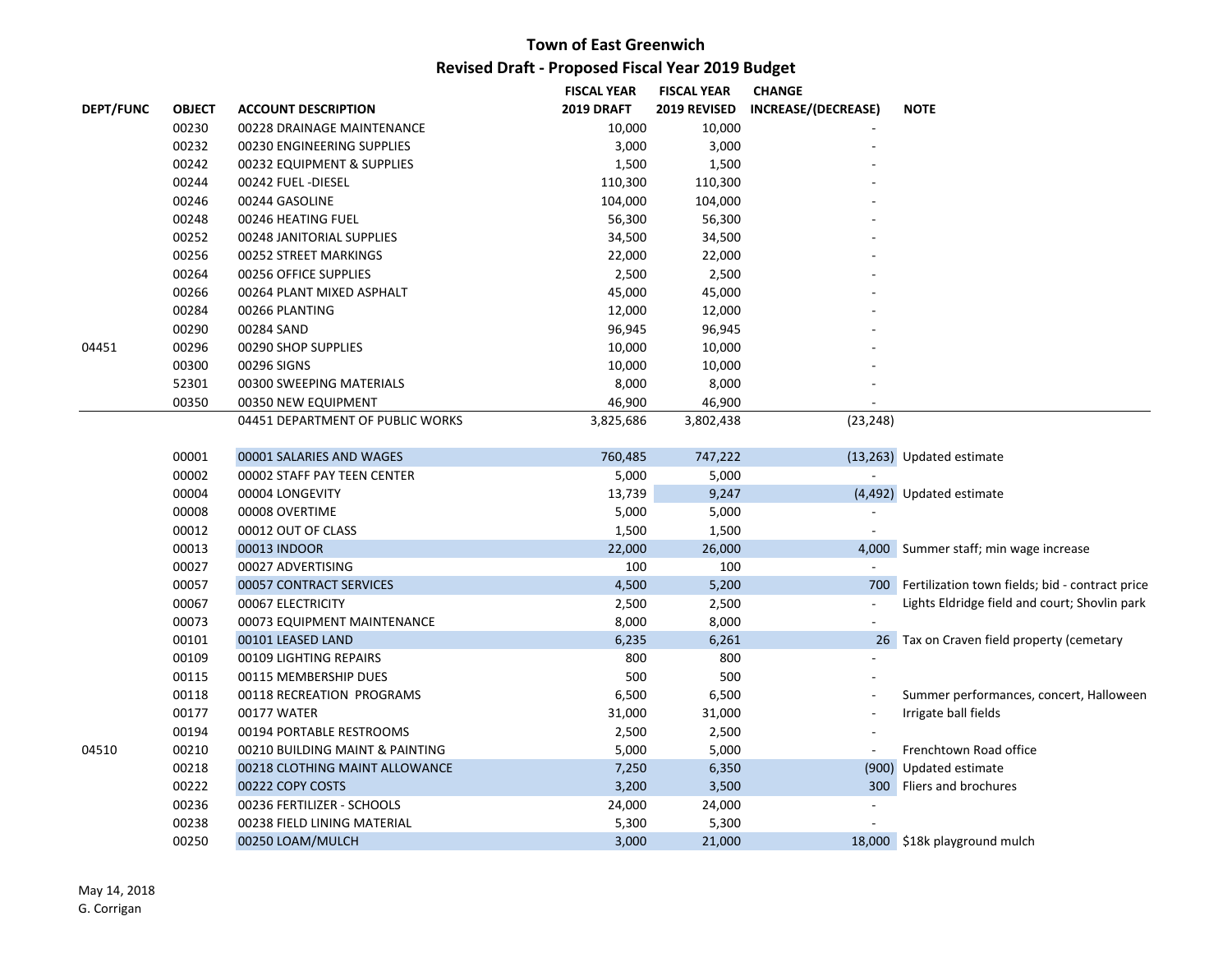# Town of East Greenwich

## Revised Draft - Proposed Fiscal Year 2019 Budget

| DEPT/FUNC | OBJECT | ACCOUNT DESCRIPTION | FISCAL YEAR 2019 DRAFT | FISCAL YEAR 2019 REVISED | CHANGE INCREASE/(DECREASE) | NOTE |
|---|---|---|---|---|---|---|
| | 00230 | 00228 DRAINAGE MAINTENANCE | 10,000 | 10,000 | - | |
| | 00232 | 00230 ENGINEERING SUPPLIES | 3,000 | 3,000 | - | |
| | 00242 | 00232 EQUIPMENT & SUPPLIES | 1,500 | 1,500 | - | |
| | 00244 | 00242 FUEL -DIESEL | 110,300 | 110,300 | - | |
| | 00246 | 00244 GASOLINE | 104,000 | 104,000 | - | |
| | 00248 | 00246 HEATING FUEL | 56,300 | 56,300 | - | |
| | 00252 | 00248 JANITORIAL SUPPLIES | 34,500 | 34,500 | - | |
| | 00256 | 00252 STREET MARKINGS | 22,000 | 22,000 | - | |
| | 00264 | 00256 OFFICE SUPPLIES | 2,500 | 2,500 | - | |
| | 00266 | 00264 PLANT MIXED ASPHALT | 45,000 | 45,000 | - | |
| | 00284 | 00266 PLANTING | 12,000 | 12,000 | - | |
| | 00290 | 00284 SAND | 96,945 | 96,945 | - | |
| 04451 | 00296 | 00290 SHOP SUPPLIES | 10,000 | 10,000 | - | |
| | 00300 | 00296 SIGNS | 10,000 | 10,000 | - | |
| | 52301 | 00300 SWEEPING MATERIALS | 8,000 | 8,000 | - | |
| | 00350 | 00350 NEW EQUIPMENT | 46,900 | 46,900 | - | |
| | | 04451 DEPARTMENT OF PUBLIC WORKS | 3,825,686 | 3,802,438 | (23,248) | |
| | 00001 | 00001 SALARIES AND WAGES | 760,485 | 747,222 | (13,263) | Updated estimate |
| | 00002 | 00002 STAFF PAY TEEN CENTER | 5,000 | 5,000 | - | |
| | 00004 | 00004 LONGEVITY | 13,739 | 9,247 | (4,492) | Updated estimate |
| | 00008 | 00008 OVERTIME | 5,000 | 5,000 | - | |
| | 00012 | 00012 OUT OF CLASS | 1,500 | 1,500 | - | |
| | 00013 | 00013 INDOOR | 22,000 | 26,000 | 4,000 | Summer staff; min wage increase |
| | 00027 | 00027 ADVERTISING | 100 | 100 | - | |
| | 00057 | 00057 CONTRACT SERVICES | 4,500 | 5,200 | 700 | Fertilization town fields; bid - contract price |
| | 00067 | 00067 ELECTRICITY | 2,500 | 2,500 | - | Lights Eldridge field and court; Shovlin park |
| | 00073 | 00073 EQUIPMENT MAINTENANCE | 8,000 | 8,000 | - | |
| | 00101 | 00101 LEASED LAND | 6,235 | 6,261 | 26 | Tax on Craven field property (cemetary |
| | 00109 | 00109 LIGHTING REPAIRS | 800 | 800 | - | |
| | 00115 | 00115 MEMBERSHIP DUES | 500 | 500 | - | |
| | 00118 | 00118 RECREATION PROGRAMS | 6,500 | 6,500 | - | Summer performances, concert, Halloween |
| | 00177 | 00177 WATER | 31,000 | 31,000 | - | Irrigate ball fields |
| | 00194 | 00194 PORTABLE RESTROOMS | 2,500 | 2,500 | - | |
| 04510 | 00210 | 00210 BUILDING MAINT & PAINTING | 5,000 | 5,000 | - | Frenchtown Road office |
| | 00218 | 00218 CLOTHING MAINT ALLOWANCE | 7,250 | 6,350 | (900) | Updated estimate |
| | 00222 | 00222 COPY COSTS | 3,200 | 3,500 | 300 | Fliers and brochures |
| | 00236 | 00236 FERTILIZER - SCHOOLS | 24,000 | 24,000 | - | |
| | 00238 | 00238 FIELD LINING MATERIAL | 5,300 | 5,300 | - | |
| | 00250 | 00250 LOAM/MULCH | 3,000 | 21,000 | 18,000 | $18k playground mulch |

May 14, 2018
G. Corrigan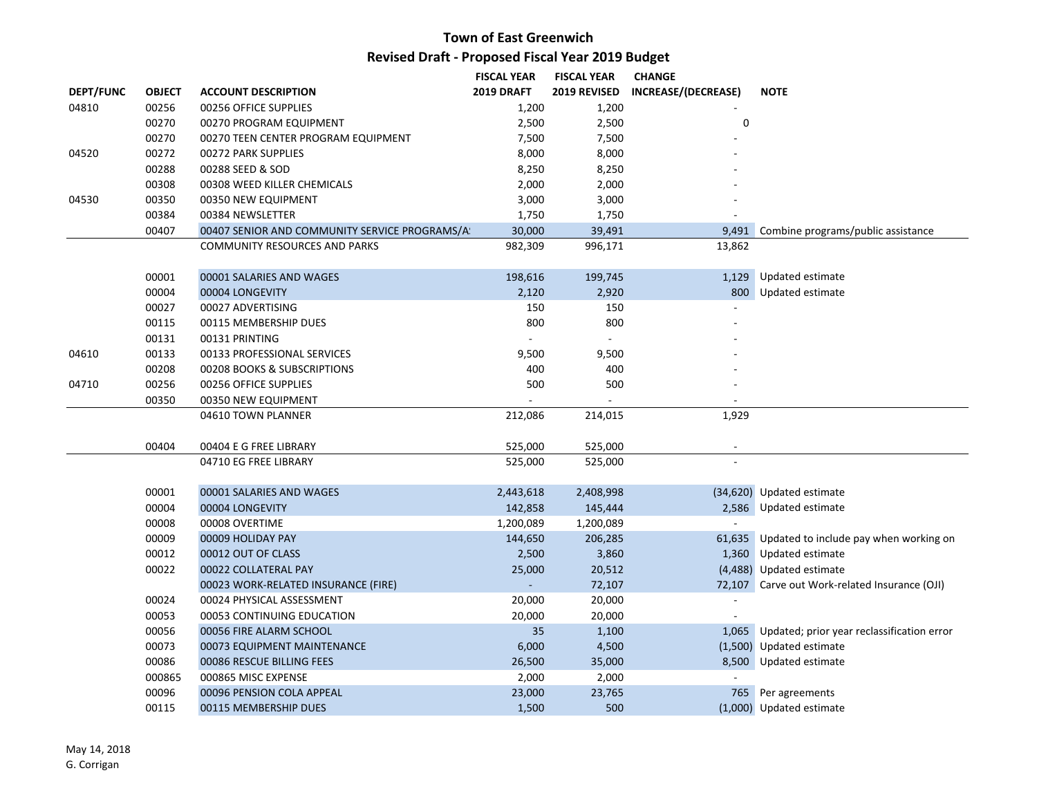# Town of East Greenwich

## Revised Draft - Proposed Fiscal Year 2019 Budget

| DEPT/FUNC | OBJECT | ACCOUNT DESCRIPTION | FISCAL YEAR 2019 DRAFT | FISCAL YEAR 2019 REVISED | CHANGE INCREASE/(DECREASE) | NOTE |
|---|---|---|---|---|---|---|
| 04810 | 00256 | 00256 OFFICE SUPPLIES | 1,200 | 1,200 | - | |
| | 00270 | 00270 PROGRAM EQUIPMENT | 2,500 | 2,500 | 0 | |
| | 00270 | 00270 TEEN CENTER PROGRAM EQUIPMENT | 7,500 | 7,500 | - | |
| 04520 | 00272 | 00272 PARK SUPPLIES | 8,000 | 8,000 | - | |
| | 00288 | 00288 SEED & SOD | 8,250 | 8,250 | - | |
| | 00308 | 00308 WEED KILLER CHEMICALS | 2,000 | 2,000 | - | |
| 04530 | 00350 | 00350 NEW EQUIPMENT | 3,000 | 3,000 | - | |
| | 00384 | 00384 NEWSLETTER | 1,750 | 1,750 | - | |
| | 00407 | 00407 SENIOR AND COMMUNITY SERVICE PROGRAMS/A | 30,000 | 39,491 | 9,491 | Combine programs/public assistance |
| | | COMMUNITY RESOURCES AND PARKS | 982,309 | 996,171 | 13,862 | |
| | 00001 | 00001 SALARIES AND WAGES | 198,616 | 199,745 | 1,129 | Updated estimate |
| | 00004 | 00004 LONGEVITY | 2,120 | 2,920 | 800 | Updated estimate |
| | 00027 | 00027 ADVERTISING | 150 | 150 | - | |
| | 00115 | 00115 MEMBERSHIP DUES | 800 | 800 | - | |
| | 00131 | 00131 PRINTING | - | - | - | |
| 04610 | 00133 | 00133 PROFESSIONAL SERVICES | 9,500 | 9,500 | - | |
| | 00208 | 00208 BOOKS & SUBSCRIPTIONS | 400 | 400 | - | |
| 04710 | 00256 | 00256 OFFICE SUPPLIES | 500 | 500 | - | |
| | 00350 | 00350 NEW EQUIPMENT | - | - | - | |
| | | 04610 TOWN PLANNER | 212,086 | 214,015 | 1,929 | |
| | 00404 | 00404 E G FREE LIBRARY | 525,000 | 525,000 | - | |
| | | 04710 EG FREE LIBRARY | 525,000 | 525,000 | - | |
| | 00001 | 00001 SALARIES AND WAGES | 2,443,618 | 2,408,998 | (34,620) | Updated estimate |
| | 00004 | 00004 LONGEVITY | 142,858 | 145,444 | 2,586 | Updated estimate |
| | 00008 | 00008 OVERTIME | 1,200,089 | 1,200,089 | - | |
| | 00009 | 00009 HOLIDAY PAY | 144,650 | 206,285 | 61,635 | Updated to include pay when working on |
| | 00012 | 00012 OUT OF CLASS | 2,500 | 3,860 | 1,360 | Updated estimate |
| | 00022 | 00022 COLLATERAL PAY | 25,000 | 20,512 | (4,488) | Updated estimate |
| | | 00023 WORK-RELATED INSURANCE (FIRE) | - | 72,107 | 72,107 | Carve out Work-related Insurance (OJI) |
| | 00024 | 00024 PHYSICAL ASSESSMENT | 20,000 | 20,000 | - | |
| | 00053 | 00053 CONTINUING EDUCATION | 20,000 | 20,000 | - | |
| | 00056 | 00056 FIRE ALARM SCHOOL | 35 | 1,100 | 1,065 | Updated; prior year reclassification error |
| | 00073 | 00073 EQUIPMENT MAINTENANCE | 6,000 | 4,500 | (1,500) | Updated estimate |
| | 00086 | 00086 RESCUE BILLING FEES | 26,500 | 35,000 | 8,500 | Updated estimate |
| | 000865 | 000865 MISC EXPENSE | 2,000 | 2,000 | - | |
| | 00096 | 00096 PENSION COLA APPEAL | 23,000 | 23,765 | 765 | Per agreements |
| | 00115 | 00115 MEMBERSHIP DUES | 1,500 | 500 | (1,000) | Updated estimate |

May 14, 2018
G. Corrigan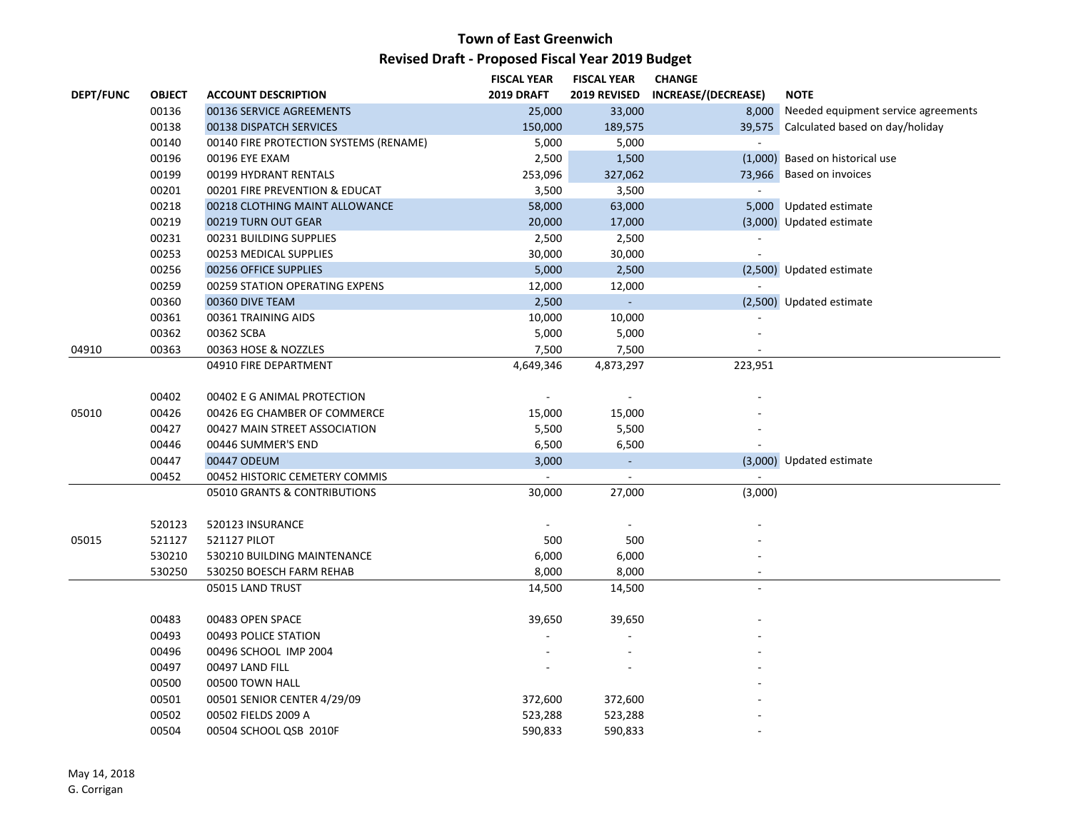# Town of East Greenwich

## Revised Draft - Proposed Fiscal Year 2019 Budget

| DEPT/FUNC | OBJECT | ACCOUNT DESCRIPTION | FISCAL YEAR 2019 DRAFT | FISCAL YEAR 2019 REVISED | CHANGE INCREASE/(DECREASE) | NOTE |
|---|---|---|---|---|---|---|
| | 00136 | 00136 SERVICE AGREEMENTS | 25,000 | 33,000 | 8,000 | Needed equipment service agreements |
| | 00138 | 00138 DISPATCH SERVICES | 150,000 | 189,575 | 39,575 | Calculated based on day/holiday |
| | 00140 | 00140 FIRE PROTECTION SYSTEMS (RENAME) | 5,000 | 5,000 | - | |
| | 00196 | 00196 EYE EXAM | 2,500 | 1,500 | (1,000) | Based on historical use |
| | 00199 | 00199 HYDRANT RENTALS | 253,096 | 327,062 | 73,966 | Based on invoices |
| | 00201 | 00201 FIRE PREVENTION & EDUCAT | 3,500 | 3,500 | - | |
| | 00218 | 00218 CLOTHING MAINT ALLOWANCE | 58,000 | 63,000 | 5,000 | Updated estimate |
| | 00219 | 00219 TURN OUT GEAR | 20,000 | 17,000 | (3,000) | Updated estimate |
| | 00231 | 00231 BUILDING SUPPLIES | 2,500 | 2,500 | - | |
| | 00253 | 00253 MEDICAL SUPPLIES | 30,000 | 30,000 | - | |
| | 00256 | 00256 OFFICE SUPPLIES | 5,000 | 2,500 | (2,500) | Updated estimate |
| | 00259 | 00259 STATION OPERATING EXPENS | 12,000 | 12,000 | - | |
| | 00360 | 00360 DIVE TEAM | 2,500 | - | (2,500) | Updated estimate |
| | 00361 | 00361 TRAINING AIDS | 10,000 | 10,000 | - | |
| | 00362 | 00362 SCBA | 5,000 | 5,000 | - | |
| 04910 | 00363 | 00363 HOSE & NOZZLES | 7,500 | 7,500 | - | |
| | | 04910 FIRE DEPARTMENT | 4,649,346 | 4,873,297 | 223,951 | |
| | 00402 | 00402 E G ANIMAL PROTECTION | - | - | - | |
| 05010 | 00426 | 00426 EG CHAMBER OF COMMERCE | 15,000 | 15,000 | - | |
| | 00427 | 00427 MAIN STREET ASSOCIATION | 5,500 | 5,500 | - | |
| | 00446 | 00446 SUMMER'S END | 6,500 | 6,500 | - | |
| | 00447 | 00447 ODEUM | 3,000 | - | (3,000) | Updated estimate |
| | 00452 | 00452 HISTORIC CEMETERY COMMIS | - | - | - | |
| | | 05010 GRANTS & CONTRIBUTIONS | 30,000 | 27,000 | (3,000) | |
| | 520123 | 520123 INSURANCE | - | - | - | |
| 05015 | 521127 | 521127 PILOT | 500 | 500 | - | |
| | 530210 | 530210 BUILDING MAINTENANCE | 6,000 | 6,000 | - | |
| | 530250 | 530250 BOESCH FARM REHAB | 8,000 | 8,000 | - | |
| | | 05015 LAND TRUST | 14,500 | 14,500 | - | |
| | 00483 | 00483 OPEN SPACE | 39,650 | 39,650 | - | |
| | 00493 | 00493 POLICE STATION | - | - | - | |
| | 00496 | 00496 SCHOOL IMP 2004 | - | - | - | |
| | 00497 | 00497 LAND FILL | - | - | - | |
| | 00500 | 00500 TOWN HALL | | | - | |
| | 00501 | 00501 SENIOR CENTER 4/29/09 | 372,600 | 372,600 | - | |
| | 00502 | 00502 FIELDS 2009 A | 523,288 | 523,288 | - | |
| | 00504 | 00504 SCHOOL QSB 2010F | 590,833 | 590,833 | - | |

May 14, 2018
G. Corrigan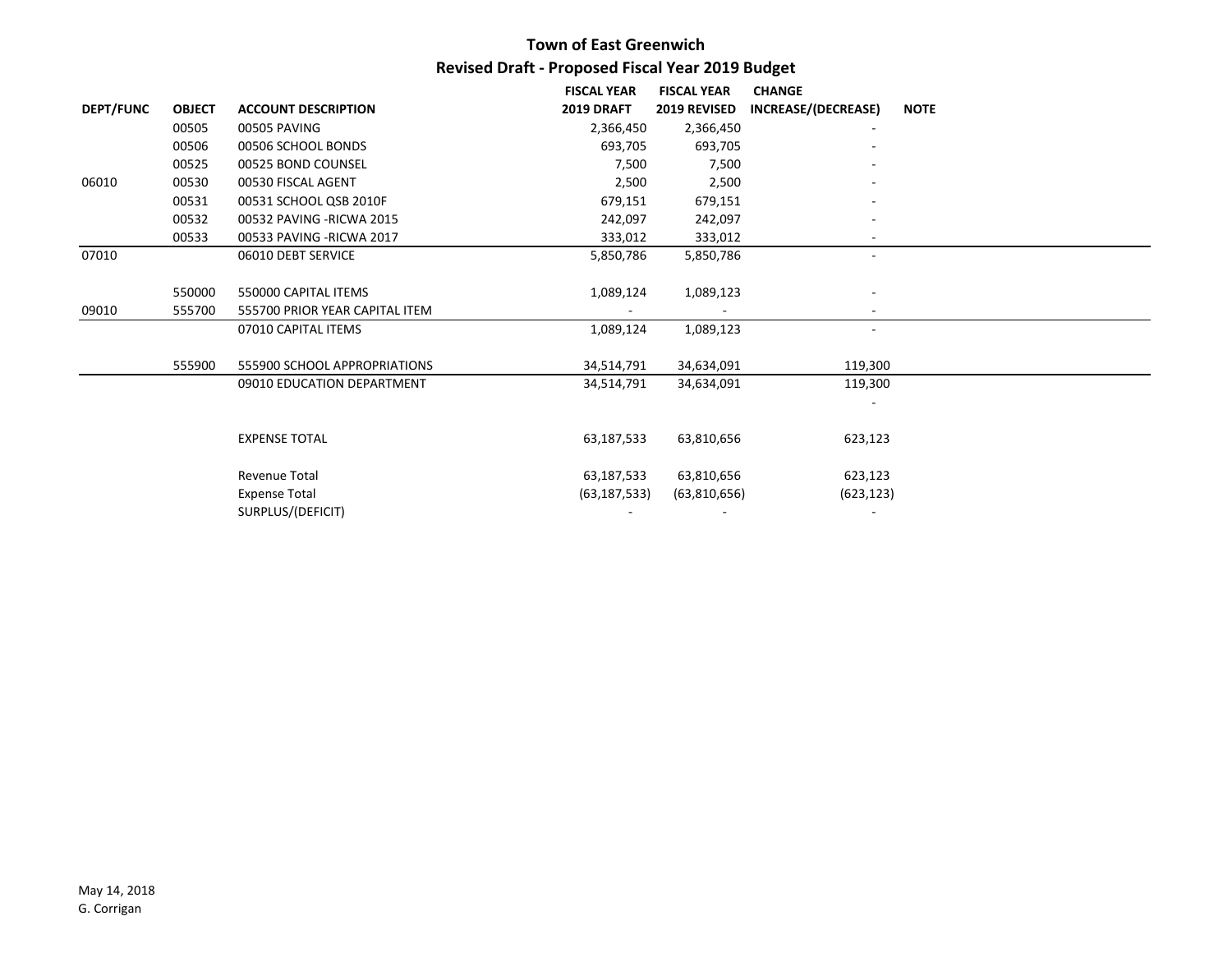## Town of East Greenwich

## Revised Draft - Proposed Fiscal Year 2019 Budget

| DEPT/FUNC | OBJECT | ACCOUNT DESCRIPTION | FISCAL YEAR 2019 DRAFT | FISCAL YEAR 2019 REVISED | CHANGE INCREASE/(DECREASE) | NOTE |
|---|---|---|---|---|---|---|
| | 00505 | 00505 PAVING | 2,366,450 | 2,366,450 | - | |
| | 00506 | 00506 SCHOOL BONDS | 693,705 | 693,705 | - | |
| | 00525 | 00525 BOND COUNSEL | 7,500 | 7,500 | - | |
| 06010 | 00530 | 00530 FISCAL AGENT | 2,500 | 2,500 | - | |
| | 00531 | 00531 SCHOOL QSB 2010F | 679,151 | 679,151 | - | |
| | 00532 | 00532 PAVING -RICWA 2015 | 242,097 | 242,097 | - | |
| | 00533 | 00533 PAVING -RICWA 2017 | 333,012 | 333,012 | - | |
| 07010 | | 06010 DEBT SERVICE | 5,850,786 | 5,850,786 | - | |
| | 550000 | 550000 CAPITAL ITEMS | 1,089,124 | 1,089,123 | - | |
| 09010 | 555700 | 555700 PRIOR YEAR CAPITAL ITEM | - | - | - | |
| | | 07010 CAPITAL ITEMS | 1,089,124 | 1,089,123 | - | |
| | 555900 | 555900 SCHOOL APPROPRIATIONS | 34,514,791 | 34,634,091 | 119,300 | |
| | | 09010 EDUCATION DEPARTMENT | 34,514,791 | 34,634,091 | 119,300 | |
| | | | | | - | |
| | | EXPENSE TOTAL | 63,187,533 | 63,810,656 | 623,123 | |
| | | Revenue Total | 63,187,533 | 63,810,656 | 623,123 | |
| | | Expense Total | (63,187,533) | (63,810,656) | (623,123) | |
| | | SURPLUS/(DEFICIT) | - | - | - | |

May 14, 2018
G. Corrigan